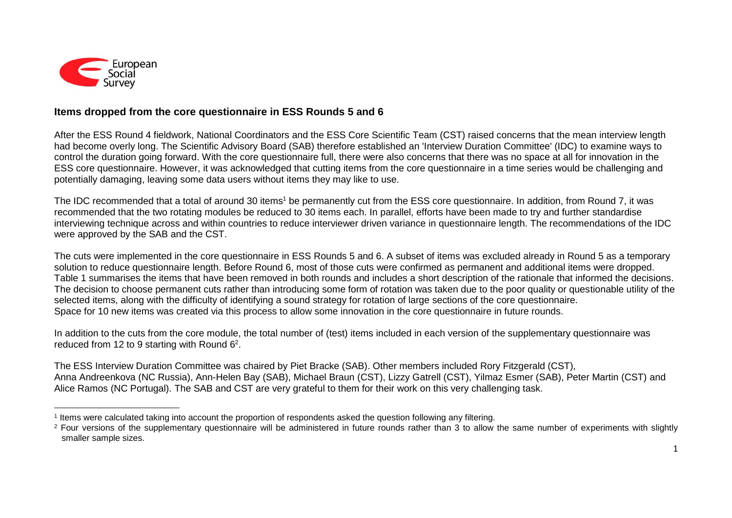## Items dropped from the core questionnaire in ESS Rounds 5 and 6

After the ESS Round 4 fieldwork, National Coordinators and the ESS Core Scientific Team (CST) raised concerns that the mean interview length had become overly long. The Scientific Advisory Board (SAB) therefore established an 'Interview Duration Committee' (IDC) to examine ways to control the duration going forward. With the core questionnaire full, there were also concerns that there was no space at all for innovation in the ESS core questionnaire. However, it was acknowledged that cutting items from the core questionnaire in a time series would be challenging and potentially damaging, leaving some data users without items they may like to use.

The IDC recommended that a total of around 30 items[1] be permanently cut from the ESS core questionnaire. In addition, from Round 7, it was recommended that the two rotating modules be reduced to 30 items each. In parallel, efforts have been made to try and further standardise interviewing technique across and within countries to reduce interviewer driven variance in questionnaire length. The recommendations of the IDC were approved by the SAB and the CST.

The cuts were implemented in the core questionnaire in ESS Rounds 5 and 6. A subset of items was excluded already in Round 5 as a temporary solution to reduce questionnaire length. Before Round 6, most of those cuts were confirmed as permanent and additional items were dropped. Table 1 summarises the items that have been removed in both rounds and includes a short description of the rationale that informed the decisions. The decision to choose permanent cuts rather than introducing some form of rotation was taken due to the poor quality or questionable utility of the selected items, along with the difficulty of identifying a sound strategy for rotation of large sections of the core questionnaire. Space for 10 new items was created via this process to allow some innovation in the core questionnaire in future rounds.

In addition to the cuts from the core module, the total number of (test) items included in each version of the supplementary questionnaire was reduced from 12 to 9 starting with Round 6[2].

The ESS Interview Duration Committee was chaired by Piet Bracke (SAB). Other members included Rory Fitzgerald (CST), Anna Andreenkova (NC Russia), Ann-Helen Bay (SAB), Michael Braun (CST), Lizzy Gatrell (CST), Yilmaz Esmer (SAB), Peter Martin (CST) and Alice Ramos (NC Portugal). The SAB and CST are very grateful to them for their work on this very challenging task.

---

[1] Items were calculated taking into account the proportion of respondents asked the question following any filtering.

[2] Four versions of the supplementary questionnaire will be administered in future rounds rather than 3 to allow the same number of experiments with slightly smaller sample sizes.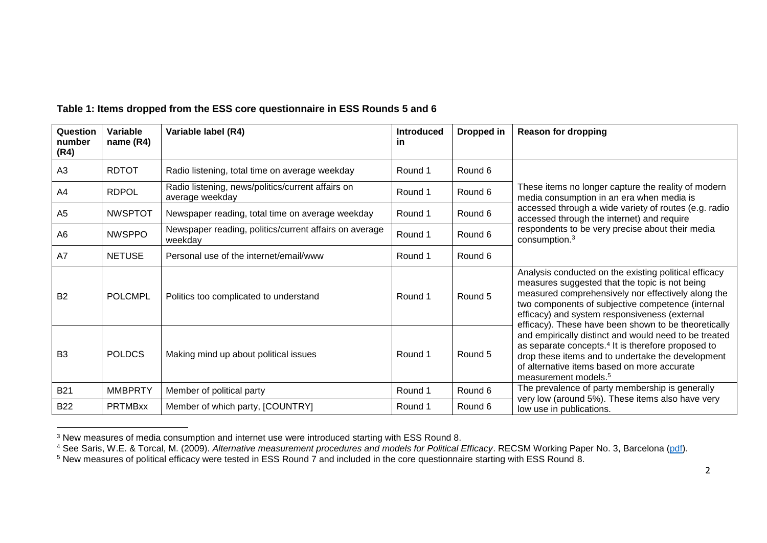**Table 1: Items dropped from the ESS core questionnaire in ESS Rounds 5 and 6**

| Question number (R4) | Variable name (R4) | Variable label (R4) | Introduced in | Dropped in | Reason for dropping |
|---|---|---|---|---|---|
| A3 | RDTOT | Radio listening, total time on average weekday | Round 1 | Round 6 | These items no longer capture the reality of modern media consumption in an era when media is accessed through a wide variety of routes (e.g. radio accessed through the internet) and require respondents to be very precise about their media consumption.[3] |
| A4 | RDPOL | Radio listening, news/politics/current affairs on average weekday | Round 1 | Round 6 | |
| A5 | NWSPTOT | Newspaper reading, total time on average weekday | Round 1 | Round 6 | |
| A6 | NWSPPO | Newspaper reading, politics/current affairs on average weekday | Round 1 | Round 6 | |
| A7 | NETUSE | Personal use of the internet/email/www | Round 1 | Round 6 | |
| B2 | POLCMPL | Politics too complicated to understand | Round 1 | Round 5 | Analysis conducted on the existing political efficacy measures suggested that the topic is not being measured comprehensively nor effectively along the two components of subjective competence (internal efficacy) and system responsiveness (external efficacy). These have been shown to be theoretically and empirically distinct and would need to be treated as separate concepts.[4] It is therefore proposed to drop these items and to undertake the development of alternative items based on more accurate measurement models.[5] |
| B3 | POLDCS | Making mind up about political issues | Round 1 | Round 5 | |
| B21 | MMBPRTY | Member of political party | Round 1 | Round 6 | The prevalence of party membership is generally very low (around 5%). These items also have very low use in publications. |
| B22 | PRTMBxx | Member of which party, [COUNTRY] | Round 1 | Round 6 | |

[3] New measures of media consumption and internet use were introduced starting with ESS Round 8.

[4] See Saris, W.E. & Torcal, M. (2009). *Alternative measurement procedures and models for Political Efficacy*. RECSM Working Paper No. 3, Barcelona (pdf).

[5] New measures of political efficacy were tested in ESS Round 7 and included in the core questionnaire starting with ESS Round 8.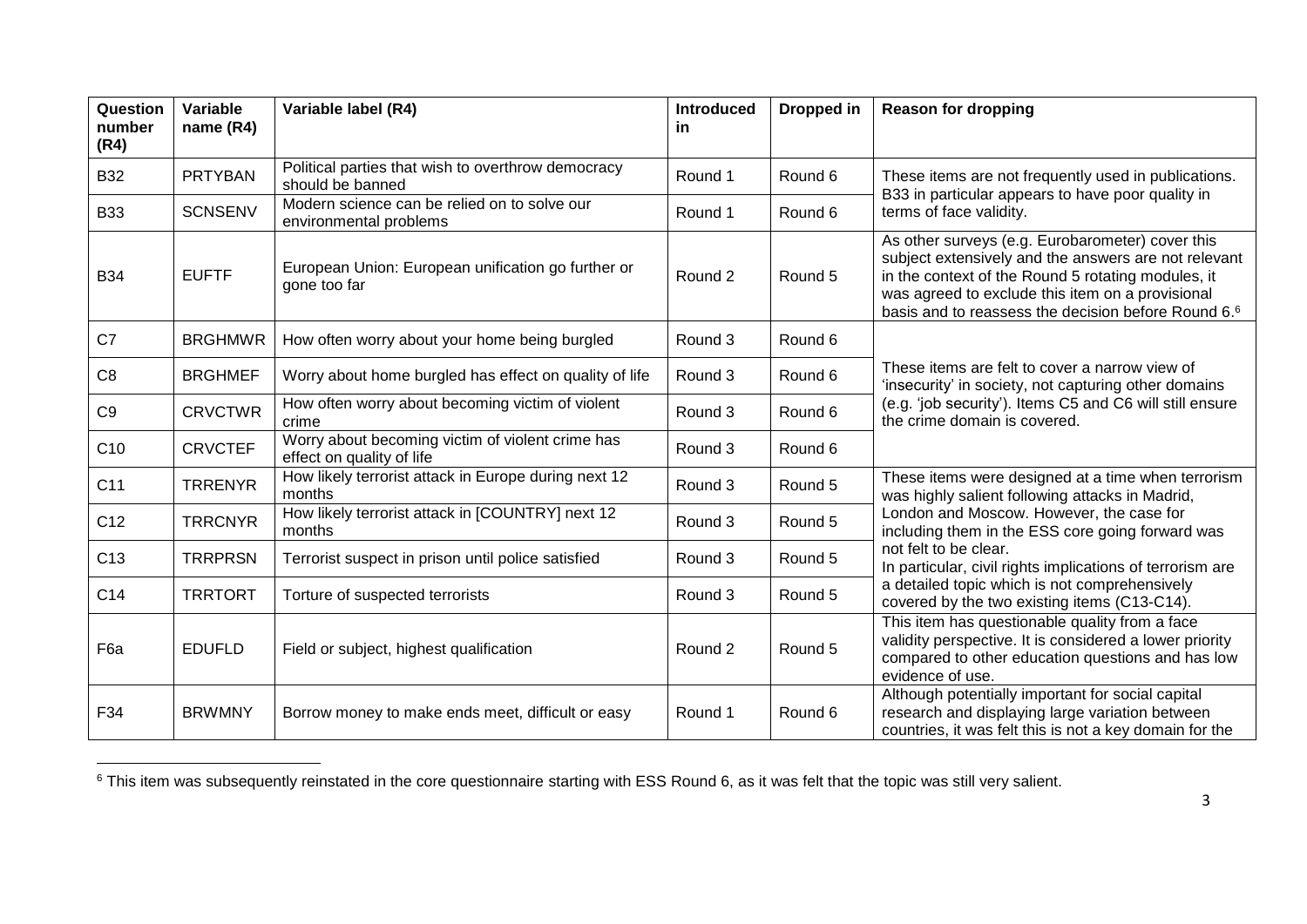| Question number (R4) | Variable name (R4) | Variable label (R4) | Introduced in | Dropped in | Reason for dropping |
|---|---|---|---|---|---|
| B32 | PRTYBAN | Political parties that wish to overthrow democracy should be banned | Round 1 | Round 6 | These items are not frequently used in publications. B33 in particular appears to have poor quality in terms of face validity. |
| B33 | SCNSENV | Modern science can be relied on to solve our environmental problems | Round 1 | Round 6 | |
| B34 | EUFTF | European Union: European unification go further or gone too far | Round 2 | Round 5 | As other surveys (e.g. Eurobarometer) cover this subject extensively and the answers are not relevant in the context of the Round 5 rotating modules, it was agreed to exclude this item on a provisional basis and to reassess the decision before Round 6.[6] |
| C7 | BRGHMWR | How often worry about your home being burgled | Round 3 | Round 6 | These items are felt to cover a narrow view of 'insecurity' in society, not capturing other domains (e.g. 'job security'). Items C5 and C6 will still ensure the crime domain is covered. |
| C8 | BRGHMEF | Worry about home burgled has effect on quality of life | Round 3 | Round 6 | |
| C9 | CRVCTWR | How often worry about becoming victim of violent crime | Round 3 | Round 6 | |
| C10 | CRVCTEF | Worry about becoming victim of violent crime has effect on quality of life | Round 3 | Round 6 | |
| C11 | TRRENYR | How likely terrorist attack in Europe during next 12 months | Round 3 | Round 5 | These items were designed at a time when terrorism was highly salient following attacks in Madrid, London and Moscow. However, the case for including them in the ESS core going forward was not felt to be clear. In particular, civil rights implications of terrorism are a detailed topic which is not comprehensively covered by the two existing items (C13-C14). |
| C12 | TRRCNYR | How likely terrorist attack in [COUNTRY] next 12 months | Round 3 | Round 5 | |
| C13 | TRRPRSN | Terrorist suspect in prison until police satisfied | Round 3 | Round 5 | |
| C14 | TRRTORT | Torture of suspected terrorists | Round 3 | Round 5 | |
| F6a | EDUFLD | Field or subject, highest qualification | Round 2 | Round 5 | This item has questionable quality from a face validity perspective. It is considered a lower priority compared to other education questions and has low evidence of use. |
| F34 | BRWMNY | Borrow money to make ends meet, difficult or easy | Round 1 | Round 6 | Although potentially important for social capital research and displaying large variation between countries, it was felt this is not a key domain for the |

[6] This item was subsequently reinstated in the core questionnaire starting with ESS Round 6, as it was felt that the topic was still very salient.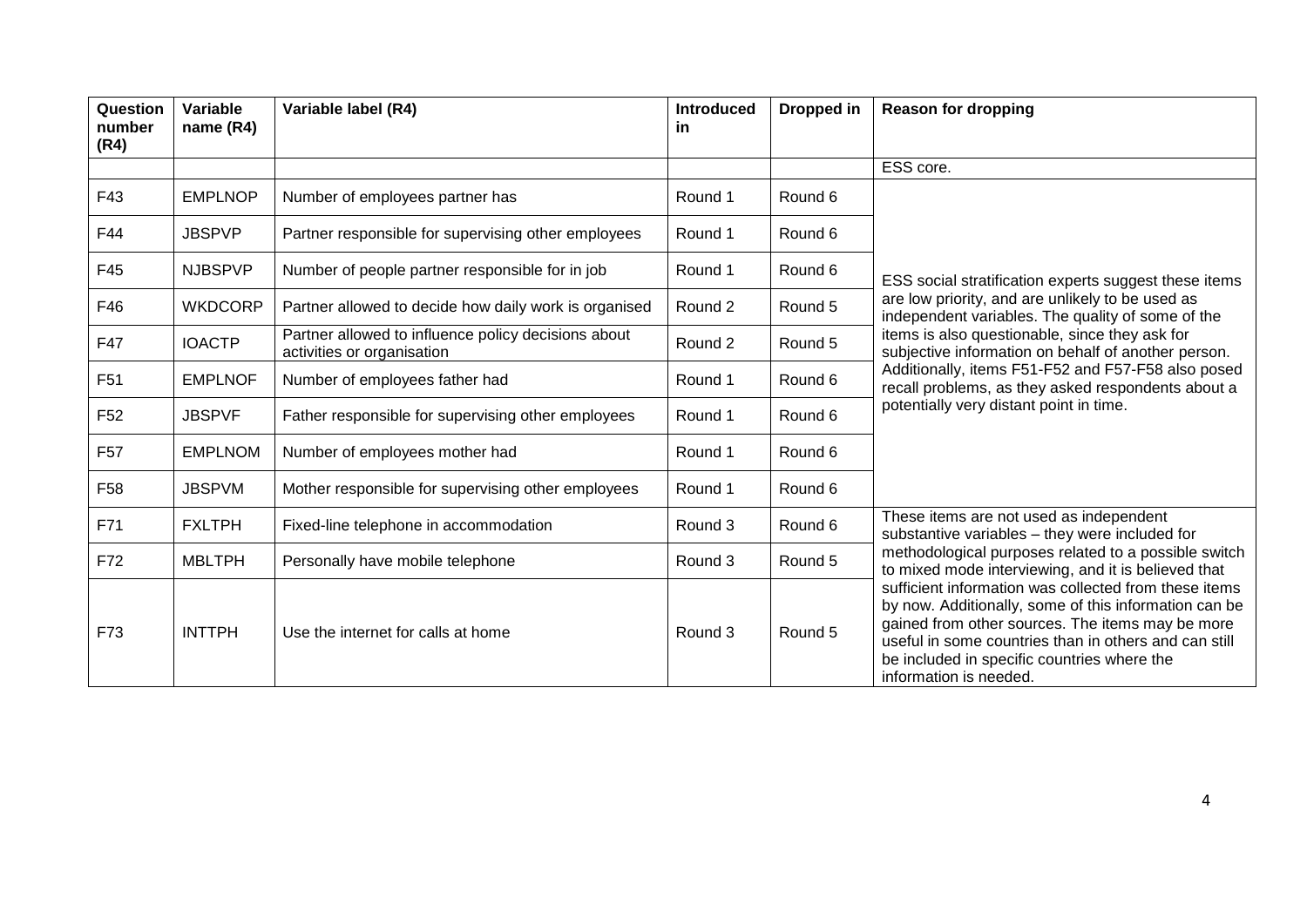| Question number (R4) | Variable name (R4) | Variable label (R4) | Introduced in | Dropped in | Reason for dropping |
|---|---|---|---|---|---|
| | | | | | ESS core. |
| F43 | EMPLNOP | Number of employees partner has | Round 1 | Round 6 | ESS social stratification experts suggest these items are low priority, and are unlikely to be used as independent variables. The quality of some of the items is also questionable, since they ask for subjective information on behalf of another person. Additionally, items F51-F52 and F57-F58 also posed recall problems, as they asked respondents about a potentially very distant point in time. |
| F44 | JBSPVP | Partner responsible for supervising other employees | Round 1 | Round 6 | |
| F45 | NJBSPVP | Number of people partner responsible for in job | Round 1 | Round 6 | |
| F46 | WKDCORP | Partner allowed to decide how daily work is organised | Round 2 | Round 5 | |
| F47 | IOACTP | Partner allowed to influence policy decisions about activities or organisation | Round 2 | Round 5 | |
| F51 | EMPLNOF | Number of employees father had | Round 1 | Round 6 | |
| F52 | JBSPVF | Father responsible for supervising other employees | Round 1 | Round 6 | |
| F57 | EMPLNOM | Number of employees mother had | Round 1 | Round 6 | |
| F58 | JBSPVM | Mother responsible for supervising other employees | Round 1 | Round 6 | |
| F71 | FXLTPH | Fixed-line telephone in accommodation | Round 3 | Round 6 | These items are not used as independent substantive variables – they were included for methodological purposes related to a possible switch to mixed mode interviewing, and it is believed that sufficient information was collected from these items by now. Additionally, some of this information can be gained from other sources. The items may be more useful in some countries than in others and can still be included in specific countries where the information is needed. |
| F72 | MBLTPH | Personally have mobile telephone | Round 3 | Round 5 | |
| F73 | INTTPH | Use the internet for calls at home | Round 3 | Round 5 | |